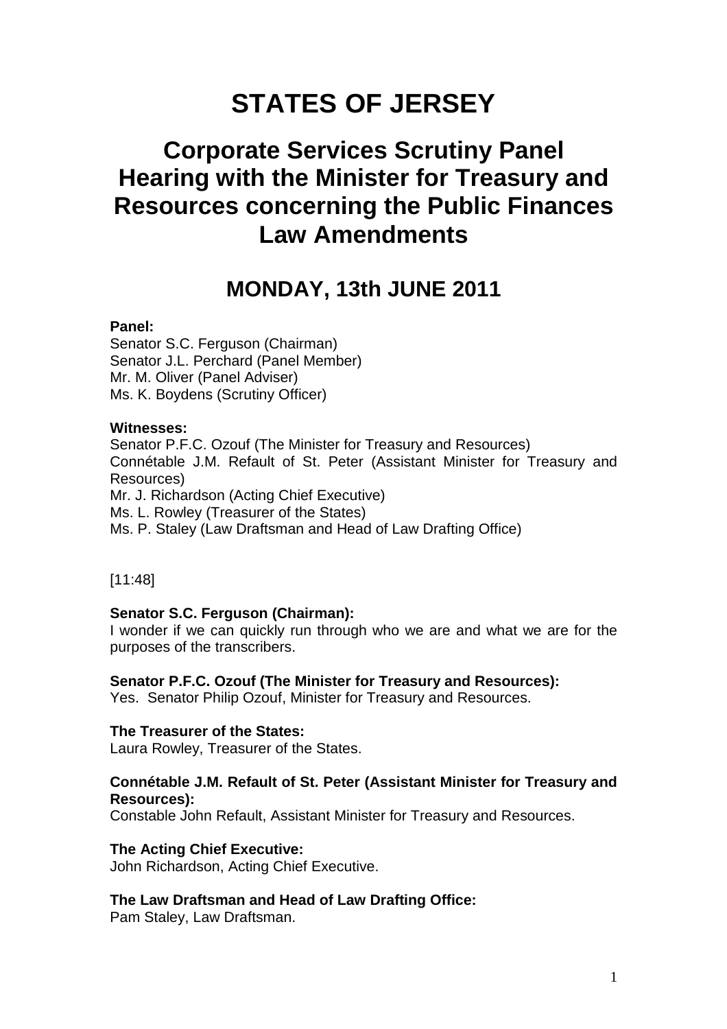# STATES OF JERSEY

## Corporate Services Scrutiny Panel Hearing with the Minister for Treasury and Resources concerning the Public Finances Law Amendments

## MONDAY, 13th JUNE 2011

**Panel:**
Senator S.C. Ferguson (Chairman)
Senator J.L. Perchard (Panel Member)
Mr. M. Oliver (Panel Adviser)
Ms. K. Boydens (Scrutiny Officer)

**Witnesses:**
Senator P.F.C. Ozouf (The Minister for Treasury and Resources)
Connétable J.M. Refault of St. Peter (Assistant Minister for Treasury and Resources)
Mr. J. Richardson (Acting Chief Executive)
Ms. L. Rowley (Treasurer of the States)
Ms. P. Staley (Law Draftsman and Head of Law Drafting Office)

[11:48]

**Senator S.C. Ferguson (Chairman):**
I wonder if we can quickly run through who we are and what we are for the purposes of the transcribers.

**Senator P.F.C. Ozouf (The Minister for Treasury and Resources):**
Yes. Senator Philip Ozouf, Minister for Treasury and Resources.

**The Treasurer of the States:**
Laura Rowley, Treasurer of the States.

**Connétable J.M. Refault of St. Peter (Assistant Minister for Treasury and Resources):**
Constable John Refault, Assistant Minister for Treasury and Resources.

**The Acting Chief Executive:**
John Richardson, Acting Chief Executive.

**The Law Draftsman and Head of Law Drafting Office:**
Pam Staley, Law Draftsman.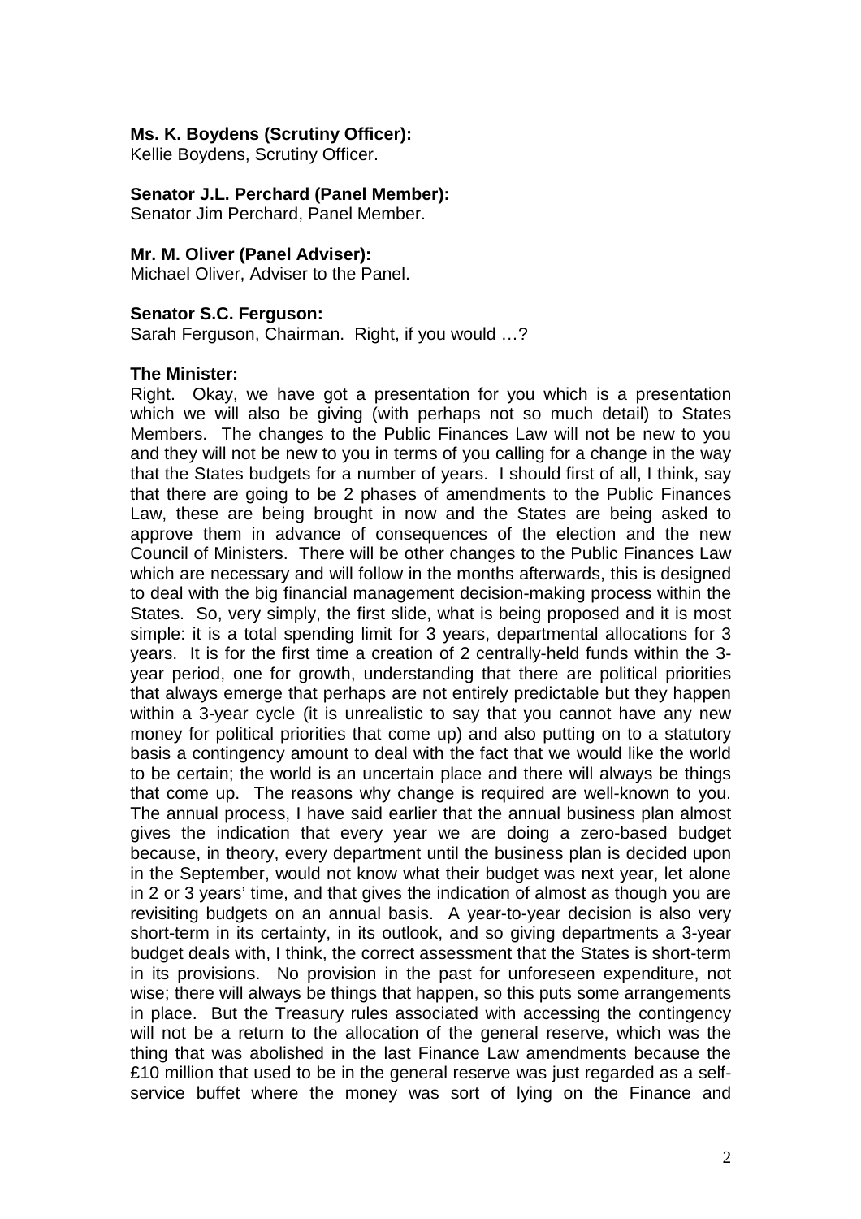**Ms. K. Boydens (Scrutiny Officer):**
Kellie Boydens, Scrutiny Officer.

**Senator J.L. Perchard (Panel Member):**
Senator Jim Perchard, Panel Member.

**Mr. M. Oliver (Panel Adviser):**
Michael Oliver, Adviser to the Panel.

**Senator S.C. Ferguson:**
Sarah Ferguson, Chairman. Right, if you would …?

**The Minister:**
Right. Okay, we have got a presentation for you which is a presentation which we will also be giving (with perhaps not so much detail) to States Members. The changes to the Public Finances Law will not be new to you and they will not be new to you in terms of you calling for a change in the way that the States budgets for a number of years. I should first of all, I think, say that there are going to be 2 phases of amendments to the Public Finances Law, these are being brought in now and the States are being asked to approve them in advance of consequences of the election and the new Council of Ministers. There will be other changes to the Public Finances Law which are necessary and will follow in the months afterwards, this is designed to deal with the big financial management decision-making process within the States. So, very simply, the first slide, what is being proposed and it is most simple: it is a total spending limit for 3 years, departmental allocations for 3 years. It is for the first time a creation of 2 centrally-held funds within the 3-year period, one for growth, understanding that there are political priorities that always emerge that perhaps are not entirely predictable but they happen within a 3-year cycle (it is unrealistic to say that you cannot have any new money for political priorities that come up) and also putting on to a statutory basis a contingency amount to deal with the fact that we would like the world to be certain; the world is an uncertain place and there will always be things that come up. The reasons why change is required are well-known to you. The annual process, I have said earlier that the annual business plan almost gives the indication that every year we are doing a zero-based budget because, in theory, every department until the business plan is decided upon in the September, would not know what their budget was next year, let alone in 2 or 3 years' time, and that gives the indication of almost as though you are revisiting budgets on an annual basis. A year-to-year decision is also very short-term in its certainty, in its outlook, and so giving departments a 3-year budget deals with, I think, the correct assessment that the States is short-term in its provisions. No provision in the past for unforeseen expenditure, not wise; there will always be things that happen, so this puts some arrangements in place. But the Treasury rules associated with accessing the contingency will not be a return to the allocation of the general reserve, which was the thing that was abolished in the last Finance Law amendments because the £10 million that used to be in the general reserve was just regarded as a self-service buffet where the money was sort of lying on the Finance and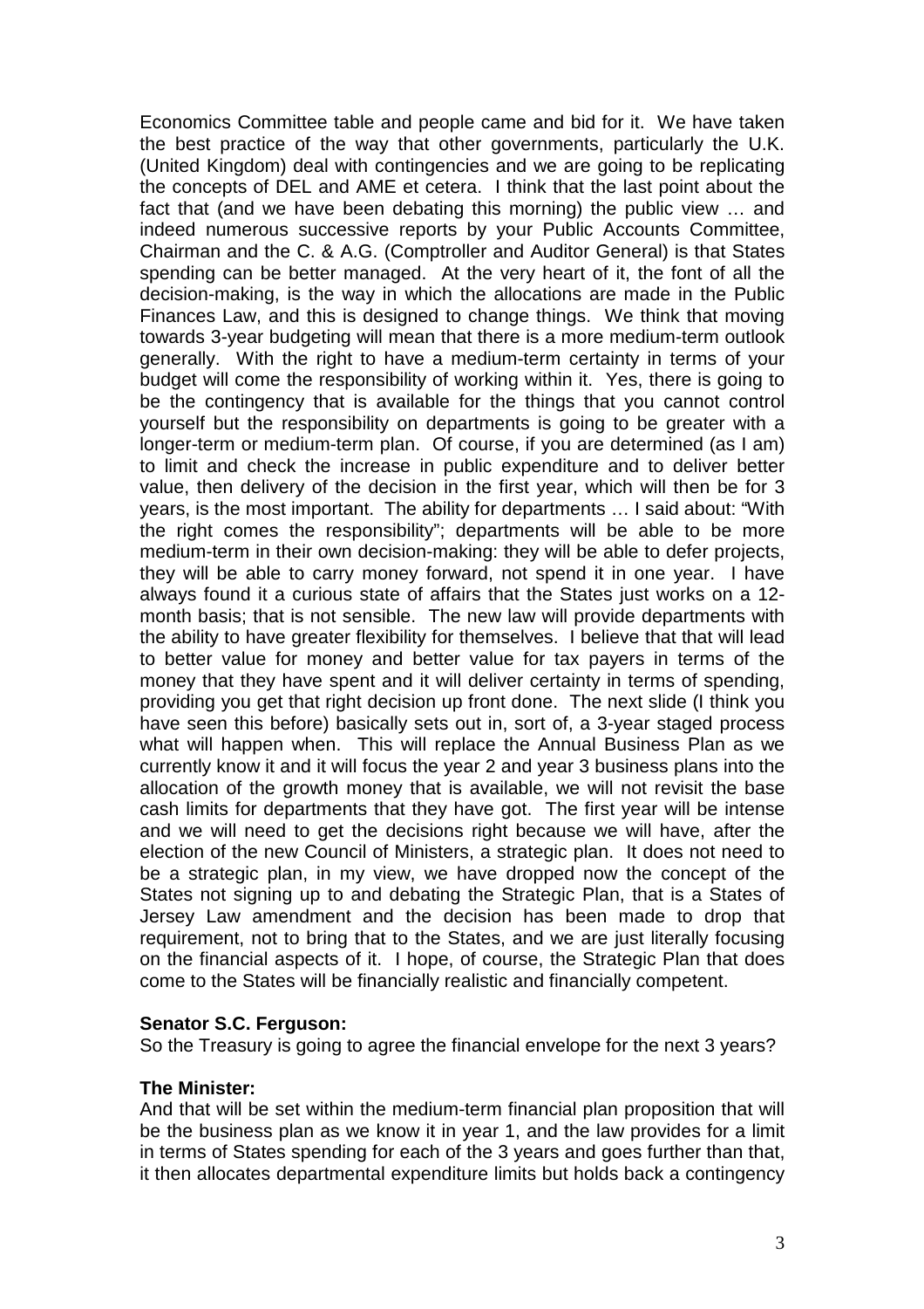Economics Committee table and people came and bid for it. We have taken the best practice of the way that other governments, particularly the U.K. (United Kingdom) deal with contingencies and we are going to be replicating the concepts of DEL and AME et cetera. I think that the last point about the fact that (and we have been debating this morning) the public view … and indeed numerous successive reports by your Public Accounts Committee, Chairman and the C. & A.G. (Comptroller and Auditor General) is that States spending can be better managed. At the very heart of it, the font of all the decision-making, is the way in which the allocations are made in the Public Finances Law, and this is designed to change things. We think that moving towards 3-year budgeting will mean that there is a more medium-term outlook generally. With the right to have a medium-term certainty in terms of your budget will come the responsibility of working within it. Yes, there is going to be the contingency that is available for the things that you cannot control yourself but the responsibility on departments is going to be greater with a longer-term or medium-term plan. Of course, if you are determined (as I am) to limit and check the increase in public expenditure and to deliver better value, then delivery of the decision in the first year, which will then be for 3 years, is the most important. The ability for departments … I said about: "With the right comes the responsibility"; departments will be able to be more medium-term in their own decision-making: they will be able to defer projects, they will be able to carry money forward, not spend it in one year. I have always found it a curious state of affairs that the States just works on a 12-month basis; that is not sensible. The new law will provide departments with the ability to have greater flexibility for themselves. I believe that that will lead to better value for money and better value for tax payers in terms of the money that they have spent and it will deliver certainty in terms of spending, providing you get that right decision up front done. The next slide (I think you have seen this before) basically sets out in, sort of, a 3-year staged process what will happen when. This will replace the Annual Business Plan as we currently know it and it will focus the year 2 and year 3 business plans into the allocation of the growth money that is available, we will not revisit the base cash limits for departments that they have got. The first year will be intense and we will need to get the decisions right because we will have, after the election of the new Council of Ministers, a strategic plan. It does not need to be a strategic plan, in my view, we have dropped now the concept of the States not signing up to and debating the Strategic Plan, that is a States of Jersey Law amendment and the decision has been made to drop that requirement, not to bring that to the States, and we are just literally focusing on the financial aspects of it. I hope, of course, the Strategic Plan that does come to the States will be financially realistic and financially competent.

**Senator S.C. Ferguson:**

So the Treasury is going to agree the financial envelope for the next 3 years?

**The Minister:**

And that will be set within the medium-term financial plan proposition that will be the business plan as we know it in year 1, and the law provides for a limit in terms of States spending for each of the 3 years and goes further than that, it then allocates departmental expenditure limits but holds back a contingency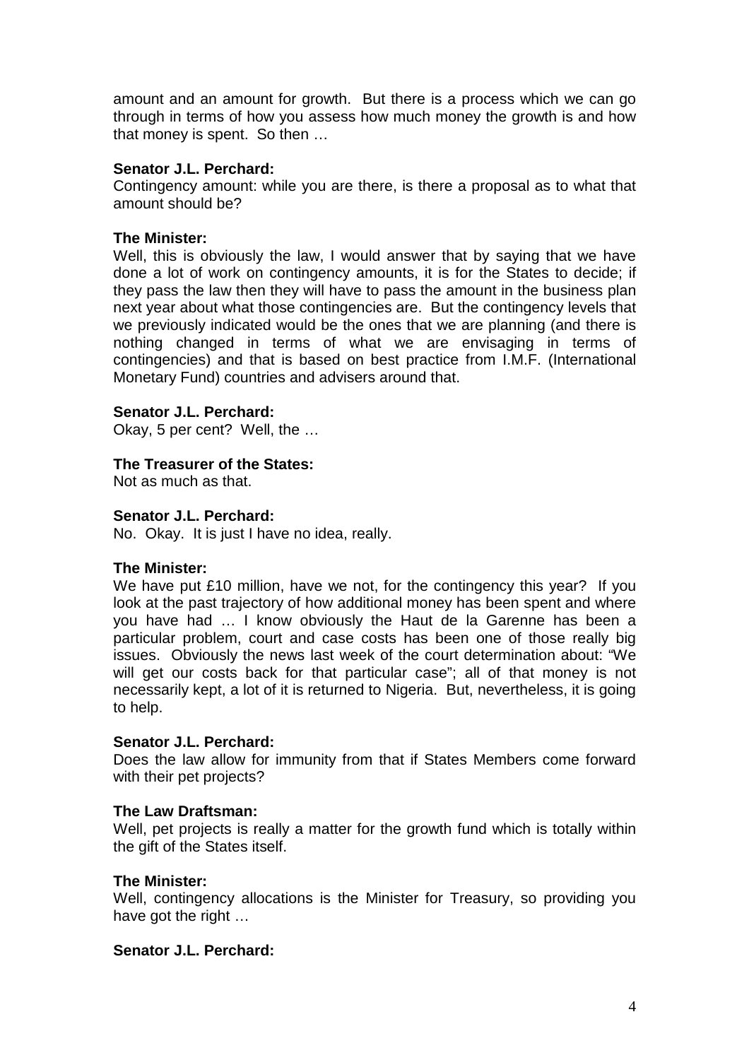amount and an amount for growth. But there is a process which we can go through in terms of how you assess how much money the growth is and how that money is spent. So then …

**Senator J.L. Perchard:**
Contingency amount: while you are there, is there a proposal as to what that amount should be?

**The Minister:**
Well, this is obviously the law, I would answer that by saying that we have done a lot of work on contingency amounts, it is for the States to decide; if they pass the law then they will have to pass the amount in the business plan next year about what those contingencies are. But the contingency levels that we previously indicated would be the ones that we are planning (and there is nothing changed in terms of what we are envisaging in terms of contingencies) and that is based on best practice from I.M.F. (International Monetary Fund) countries and advisers around that.

**Senator J.L. Perchard:**
Okay, 5 per cent? Well, the …

**The Treasurer of the States:**
Not as much as that.

**Senator J.L. Perchard:**
No. Okay. It is just I have no idea, really.

**The Minister:**
We have put £10 million, have we not, for the contingency this year? If you look at the past trajectory of how additional money has been spent and where you have had … I know obviously the Haut de la Garenne has been a particular problem, court and case costs has been one of those really big issues. Obviously the news last week of the court determination about: "We will get our costs back for that particular case"; all of that money is not necessarily kept, a lot of it is returned to Nigeria. But, nevertheless, it is going to help.

**Senator J.L. Perchard:**
Does the law allow for immunity from that if States Members come forward with their pet projects?

**The Law Draftsman:**
Well, pet projects is really a matter for the growth fund which is totally within the gift of the States itself.

**The Minister:**
Well, contingency allocations is the Minister for Treasury, so providing you have got the right …

**Senator J.L. Perchard:**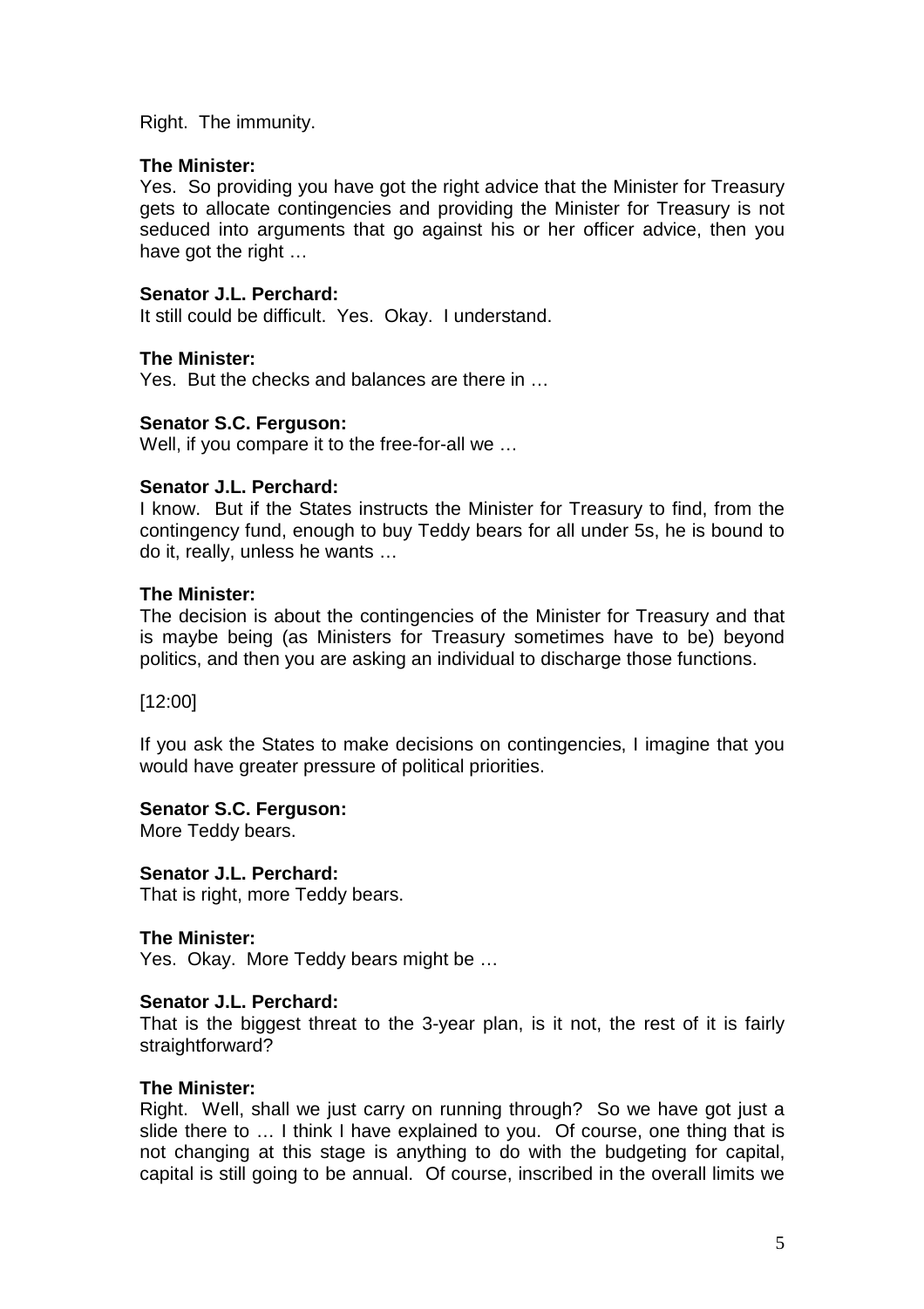Right. The immunity.

**The Minister:**
Yes. So providing you have got the right advice that the Minister for Treasury gets to allocate contingencies and providing the Minister for Treasury is not seduced into arguments that go against his or her officer advice, then you have got the right …

**Senator J.L. Perchard:**
It still could be difficult. Yes. Okay. I understand.

**The Minister:**
Yes. But the checks and balances are there in …

**Senator S.C. Ferguson:**
Well, if you compare it to the free-for-all we …

**Senator J.L. Perchard:**
I know. But if the States instructs the Minister for Treasury to find, from the contingency fund, enough to buy Teddy bears for all under 5s, he is bound to do it, really, unless he wants …

**The Minister:**
The decision is about the contingencies of the Minister for Treasury and that is maybe being (as Ministers for Treasury sometimes have to be) beyond politics, and then you are asking an individual to discharge those functions.

[12:00]

If you ask the States to make decisions on contingencies, I imagine that you would have greater pressure of political priorities.

**Senator S.C. Ferguson:**
More Teddy bears.

**Senator J.L. Perchard:**
That is right, more Teddy bears.

**The Minister:**
Yes. Okay. More Teddy bears might be …

**Senator J.L. Perchard:**
That is the biggest threat to the 3-year plan, is it not, the rest of it is fairly straightforward?

**The Minister:**
Right. Well, shall we just carry on running through? So we have got just a slide there to … I think I have explained to you. Of course, one thing that is not changing at this stage is anything to do with the budgeting for capital, capital is still going to be annual. Of course, inscribed in the overall limits we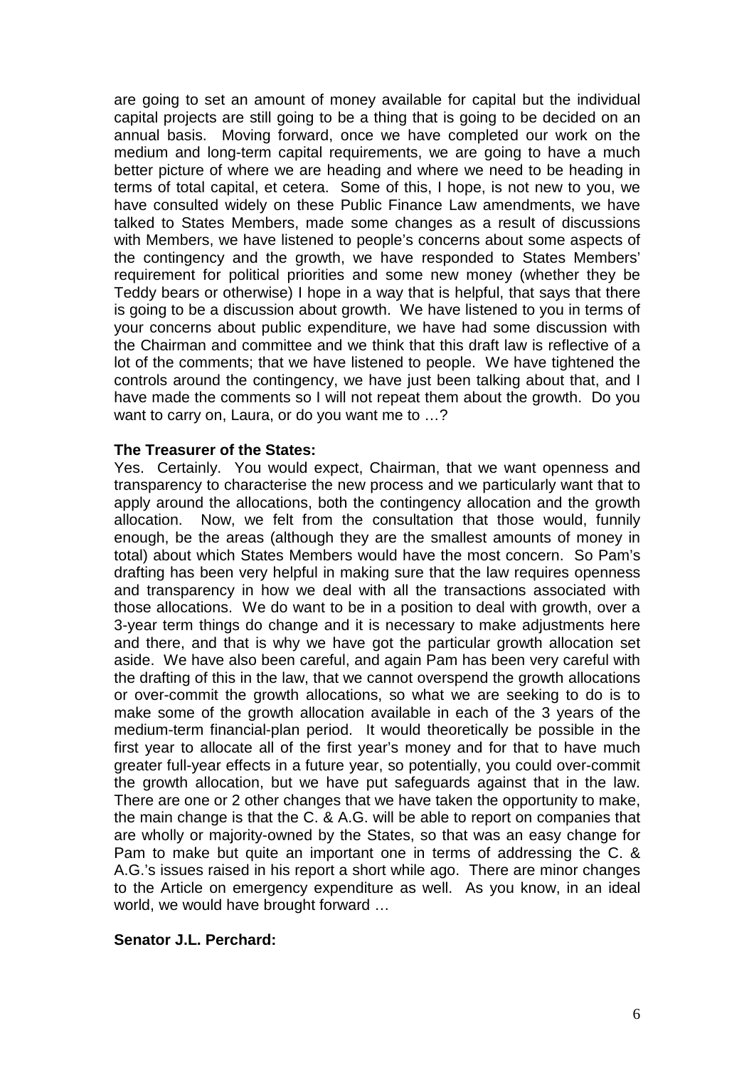are going to set an amount of money available for capital but the individual capital projects are still going to be a thing that is going to be decided on an annual basis. Moving forward, once we have completed our work on the medium and long-term capital requirements, we are going to have a much better picture of where we are heading and where we need to be heading in terms of total capital, et cetera. Some of this, I hope, is not new to you, we have consulted widely on these Public Finance Law amendments, we have talked to States Members, made some changes as a result of discussions with Members, we have listened to people's concerns about some aspects of the contingency and the growth, we have responded to States Members' requirement for political priorities and some new money (whether they be Teddy bears or otherwise) I hope in a way that is helpful, that says that there is going to be a discussion about growth. We have listened to you in terms of your concerns about public expenditure, we have had some discussion with the Chairman and committee and we think that this draft law is reflective of a lot of the comments; that we have listened to people. We have tightened the controls around the contingency, we have just been talking about that, and I have made the comments so I will not repeat them about the growth. Do you want to carry on, Laura, or do you want me to …?

**The Treasurer of the States:**

Yes. Certainly. You would expect, Chairman, that we want openness and transparency to characterise the new process and we particularly want that to apply around the allocations, both the contingency allocation and the growth allocation. Now, we felt from the consultation that those would, funnily enough, be the areas (although they are the smallest amounts of money in total) about which States Members would have the most concern. So Pam's drafting has been very helpful in making sure that the law requires openness and transparency in how we deal with all the transactions associated with those allocations. We do want to be in a position to deal with growth, over a 3-year term things do change and it is necessary to make adjustments here and there, and that is why we have got the particular growth allocation set aside. We have also been careful, and again Pam has been very careful with the drafting of this in the law, that we cannot overspend the growth allocations or over-commit the growth allocations, so what we are seeking to do is to make some of the growth allocation available in each of the 3 years of the medium-term financial-plan period. It would theoretically be possible in the first year to allocate all of the first year's money and for that to have much greater full-year effects in a future year, so potentially, you could over-commit the growth allocation, but we have put safeguards against that in the law. There are one or 2 other changes that we have taken the opportunity to make, the main change is that the C. & A.G. will be able to report on companies that are wholly or majority-owned by the States, so that was an easy change for Pam to make but quite an important one in terms of addressing the C. & A.G.'s issues raised in his report a short while ago. There are minor changes to the Article on emergency expenditure as well. As you know, in an ideal world, we would have brought forward …

**Senator J.L. Perchard:**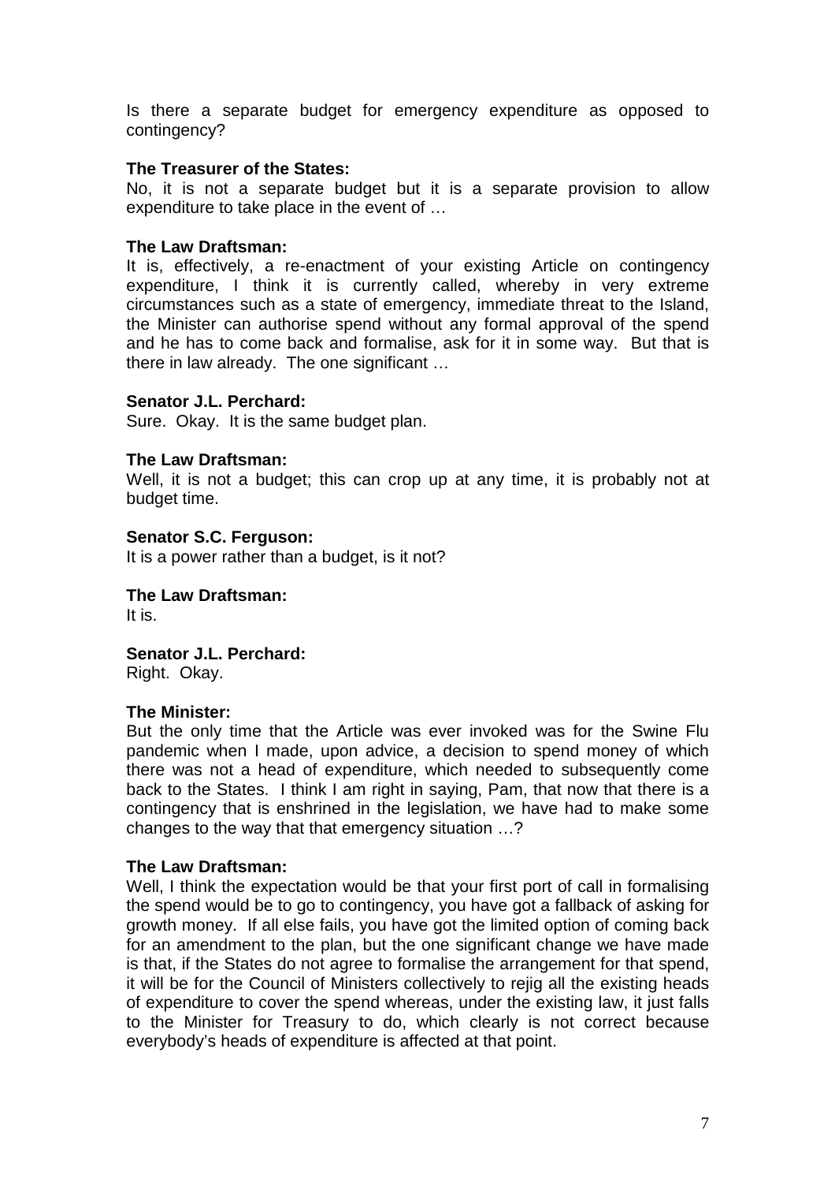Is there a separate budget for emergency expenditure as opposed to contingency?

**The Treasurer of the States:**

No, it is not a separate budget but it is a separate provision to allow expenditure to take place in the event of …

**The Law Draftsman:**

It is, effectively, a re-enactment of your existing Article on contingency expenditure, I think it is currently called, whereby in very extreme circumstances such as a state of emergency, immediate threat to the Island, the Minister can authorise spend without any formal approval of the spend and he has to come back and formalise, ask for it in some way. But that is there in law already. The one significant …

**Senator J.L. Perchard:**

Sure. Okay. It is the same budget plan.

**The Law Draftsman:**

Well, it is not a budget; this can crop up at any time, it is probably not at budget time.

**Senator S.C. Ferguson:**

It is a power rather than a budget, is it not?

**The Law Draftsman:**

It is.

**Senator J.L. Perchard:**

Right. Okay.

**The Minister:**

But the only time that the Article was ever invoked was for the Swine Flu pandemic when I made, upon advice, a decision to spend money of which there was not a head of expenditure, which needed to subsequently come back to the States. I think I am right in saying, Pam, that now that there is a contingency that is enshrined in the legislation, we have had to make some changes to the way that that emergency situation …?

**The Law Draftsman:**

Well, I think the expectation would be that your first port of call in formalising the spend would be to go to contingency, you have got a fallback of asking for growth money. If all else fails, you have got the limited option of coming back for an amendment to the plan, but the one significant change we have made is that, if the States do not agree to formalise the arrangement for that spend, it will be for the Council of Ministers collectively to rejig all the existing heads of expenditure to cover the spend whereas, under the existing law, it just falls to the Minister for Treasury to do, which clearly is not correct because everybody's heads of expenditure is affected at that point.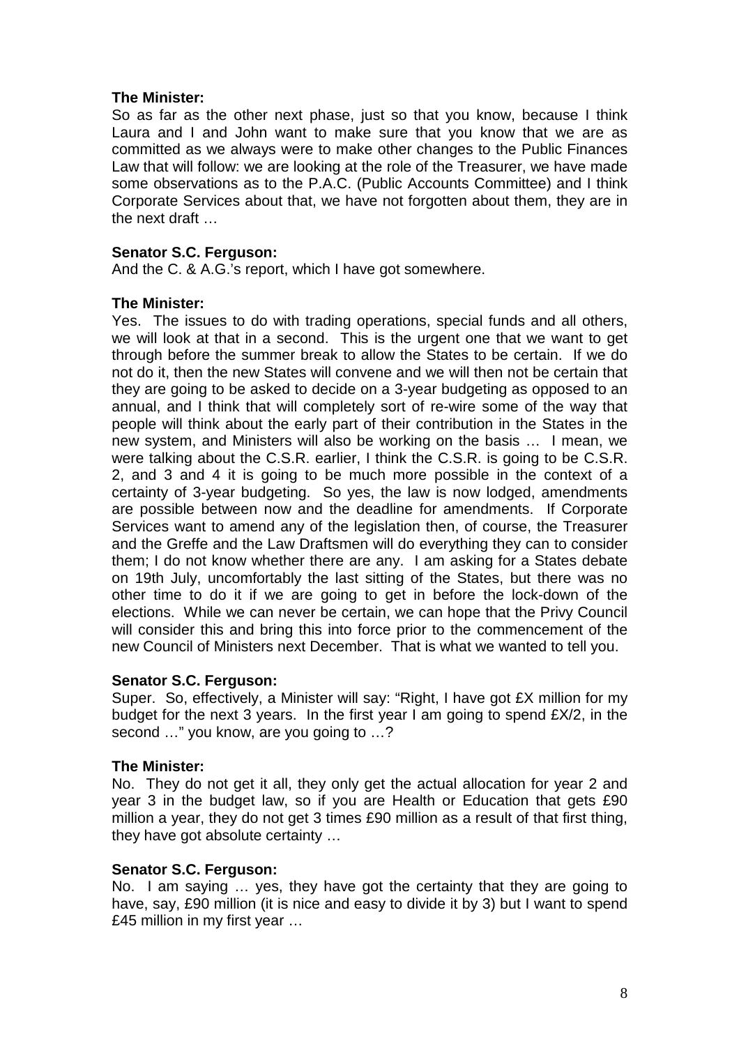**The Minister:**

So as far as the other next phase, just so that you know, because I think Laura and I and John want to make sure that you know that we are as committed as we always were to make other changes to the Public Finances Law that will follow: we are looking at the role of the Treasurer, we have made some observations as to the P.A.C. (Public Accounts Committee) and I think Corporate Services about that, we have not forgotten about them, they are in the next draft …

**Senator S.C. Ferguson:**

And the C. & A.G.'s report, which I have got somewhere.

**The Minister:**

Yes. The issues to do with trading operations, special funds and all others, we will look at that in a second. This is the urgent one that we want to get through before the summer break to allow the States to be certain. If we do not do it, then the new States will convene and we will then not be certain that they are going to be asked to decide on a 3-year budgeting as opposed to an annual, and I think that will completely sort of re-wire some of the way that people will think about the early part of their contribution in the States in the new system, and Ministers will also be working on the basis … I mean, we were talking about the C.S.R. earlier, I think the C.S.R. is going to be C.S.R. 2, and 3 and 4 it is going to be much more possible in the context of a certainty of 3-year budgeting. So yes, the law is now lodged, amendments are possible between now and the deadline for amendments. If Corporate Services want to amend any of the legislation then, of course, the Treasurer and the Greffe and the Law Draftsmen will do everything they can to consider them; I do not know whether there are any. I am asking for a States debate on 19th July, uncomfortably the last sitting of the States, but there was no other time to do it if we are going to get in before the lock-down of the elections. While we can never be certain, we can hope that the Privy Council will consider this and bring this into force prior to the commencement of the new Council of Ministers next December. That is what we wanted to tell you.

**Senator S.C. Ferguson:**

Super. So, effectively, a Minister will say: "Right, I have got £X million for my budget for the next 3 years. In the first year I am going to spend £X/2, in the second …" you know, are you going to …?

**The Minister:**

No. They do not get it all, they only get the actual allocation for year 2 and year 3 in the budget law, so if you are Health or Education that gets £90 million a year, they do not get 3 times £90 million as a result of that first thing, they have got absolute certainty …

**Senator S.C. Ferguson:**

No. I am saying … yes, they have got the certainty that they are going to have, say, £90 million (it is nice and easy to divide it by 3) but I want to spend £45 million in my first year …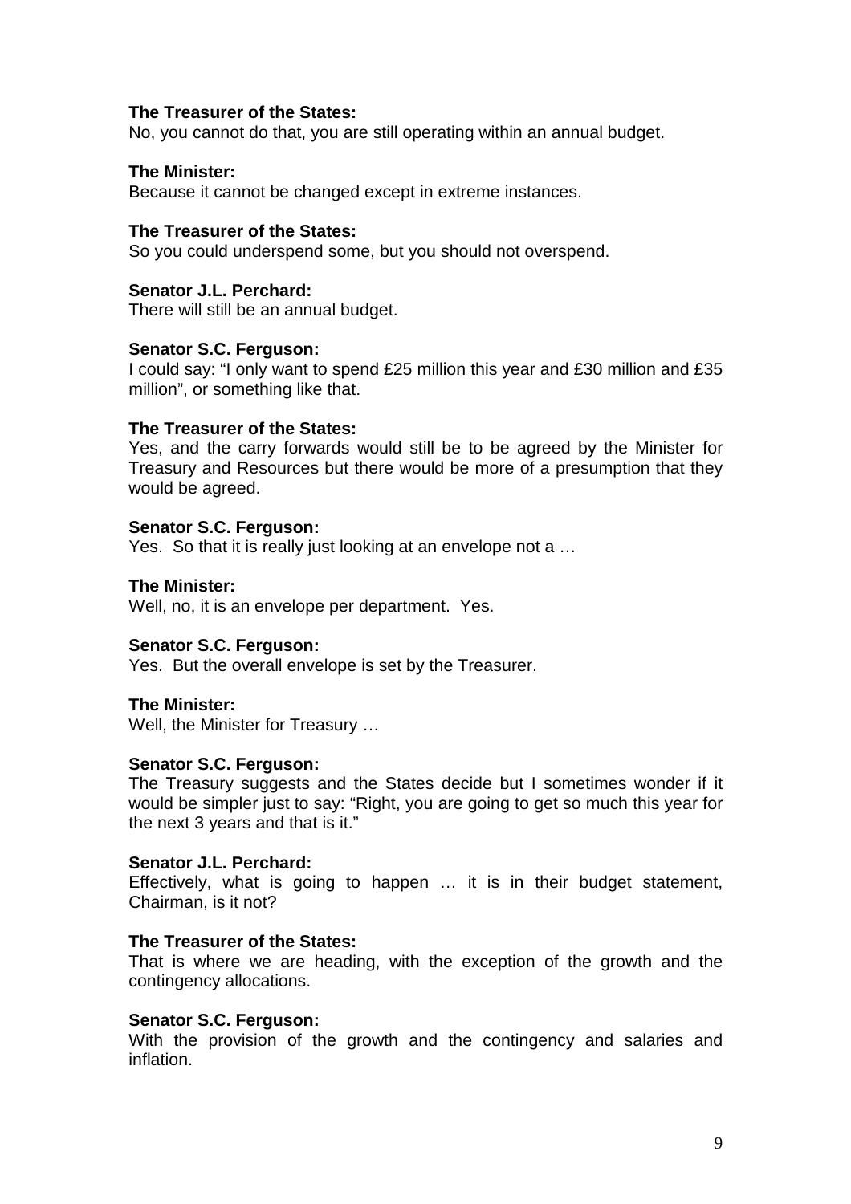**The Treasurer of the States:**
No, you cannot do that, you are still operating within an annual budget.

**The Minister:**
Because it cannot be changed except in extreme instances.

**The Treasurer of the States:**
So you could underspend some, but you should not overspend.

**Senator J.L. Perchard:**
There will still be an annual budget.

**Senator S.C. Ferguson:**
I could say: "I only want to spend £25 million this year and £30 million and £35 million", or something like that.

**The Treasurer of the States:**
Yes, and the carry forwards would still be to be agreed by the Minister for Treasury and Resources but there would be more of a presumption that they would be agreed.

**Senator S.C. Ferguson:**
Yes. So that it is really just looking at an envelope not a …

**The Minister:**
Well, no, it is an envelope per department. Yes.

**Senator S.C. Ferguson:**
Yes. But the overall envelope is set by the Treasurer.

**The Minister:**
Well, the Minister for Treasury …

**Senator S.C. Ferguson:**
The Treasury suggests and the States decide but I sometimes wonder if it would be simpler just to say: "Right, you are going to get so much this year for the next 3 years and that is it."

**Senator J.L. Perchard:**
Effectively, what is going to happen … it is in their budget statement, Chairman, is it not?

**The Treasurer of the States:**
That is where we are heading, with the exception of the growth and the contingency allocations.

**Senator S.C. Ferguson:**
With the provision of the growth and the contingency and salaries and inflation.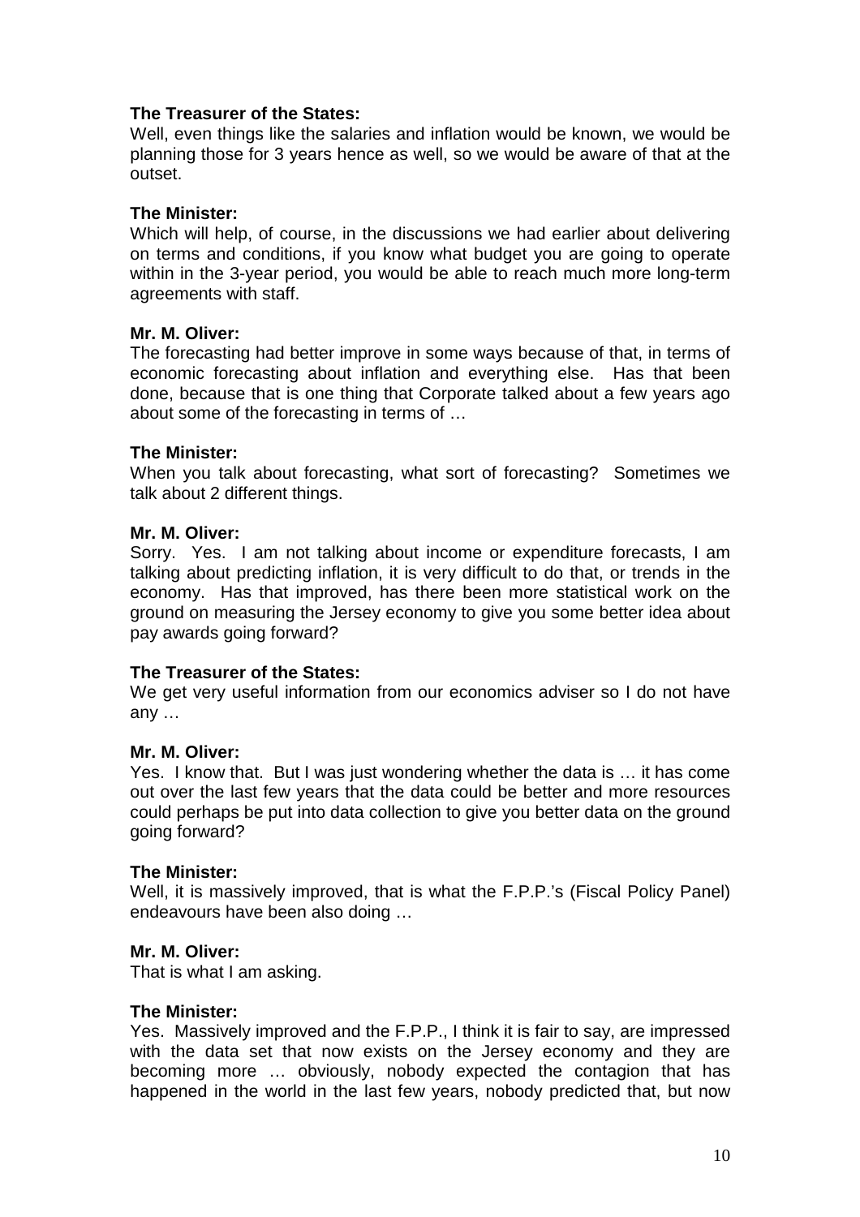**The Treasurer of the States:**
Well, even things like the salaries and inflation would be known, we would be planning those for 3 years hence as well, so we would be aware of that at the outset.

**The Minister:**
Which will help, of course, in the discussions we had earlier about delivering on terms and conditions, if you know what budget you are going to operate within in the 3-year period, you would be able to reach much more long-term agreements with staff.

**Mr. M. Oliver:**
The forecasting had better improve in some ways because of that, in terms of economic forecasting about inflation and everything else. Has that been done, because that is one thing that Corporate talked about a few years ago about some of the forecasting in terms of …

**The Minister:**
When you talk about forecasting, what sort of forecasting? Sometimes we talk about 2 different things.

**Mr. M. Oliver:**
Sorry. Yes. I am not talking about income or expenditure forecasts, I am talking about predicting inflation, it is very difficult to do that, or trends in the economy. Has that improved, has there been more statistical work on the ground on measuring the Jersey economy to give you some better idea about pay awards going forward?

**The Treasurer of the States:**
We get very useful information from our economics adviser so I do not have any …

**Mr. M. Oliver:**
Yes. I know that. But I was just wondering whether the data is … it has come out over the last few years that the data could be better and more resources could perhaps be put into data collection to give you better data on the ground going forward?

**The Minister:**
Well, it is massively improved, that is what the F.P.P.'s (Fiscal Policy Panel) endeavours have been also doing …

**Mr. M. Oliver:**
That is what I am asking.

**The Minister:**
Yes. Massively improved and the F.P.P., I think it is fair to say, are impressed with the data set that now exists on the Jersey economy and they are becoming more … obviously, nobody expected the contagion that has happened in the world in the last few years, nobody predicted that, but now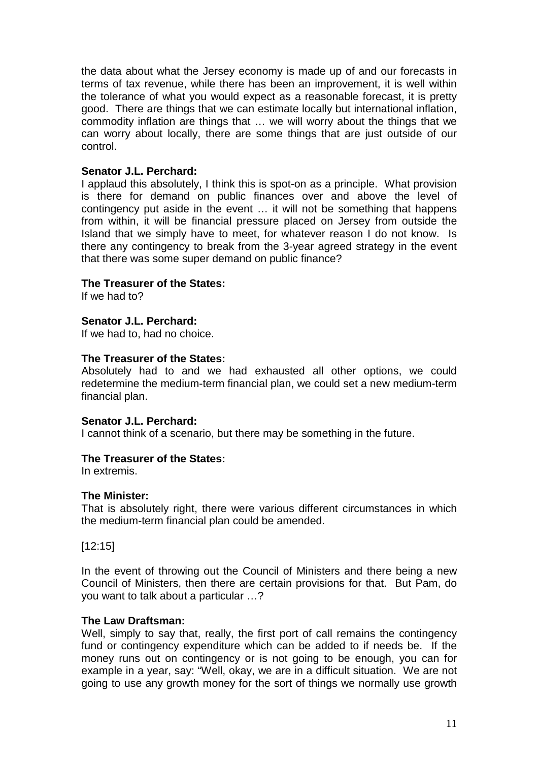the data about what the Jersey economy is made up of and our forecasts in terms of tax revenue, while there has been an improvement, it is well within the tolerance of what you would expect as a reasonable forecast, it is pretty good. There are things that we can estimate locally but international inflation, commodity inflation are things that … we will worry about the things that we can worry about locally, there are some things that are just outside of our control.

**Senator J.L. Perchard:**
I applaud this absolutely, I think this is spot-on as a principle. What provision is there for demand on public finances over and above the level of contingency put aside in the event … it will not be something that happens from within, it will be financial pressure placed on Jersey from outside the Island that we simply have to meet, for whatever reason I do not know. Is there any contingency to break from the 3-year agreed strategy in the event that there was some super demand on public finance?

**The Treasurer of the States:**
If we had to?

**Senator J.L. Perchard:**
If we had to, had no choice.

**The Treasurer of the States:**
Absolutely had to and we had exhausted all other options, we could redetermine the medium-term financial plan, we could set a new medium-term financial plan.

**Senator J.L. Perchard:**
I cannot think of a scenario, but there may be something in the future.

**The Treasurer of the States:**
In extremis.

**The Minister:**
That is absolutely right, there were various different circumstances in which the medium-term financial plan could be amended.

[12:15]

In the event of throwing out the Council of Ministers and there being a new Council of Ministers, then there are certain provisions for that. But Pam, do you want to talk about a particular …?

**The Law Draftsman:**
Well, simply to say that, really, the first port of call remains the contingency fund or contingency expenditure which can be added to if needs be. If the money runs out on contingency or is not going to be enough, you can for example in a year, say: "Well, okay, we are in a difficult situation. We are not going to use any growth money for the sort of things we normally use growth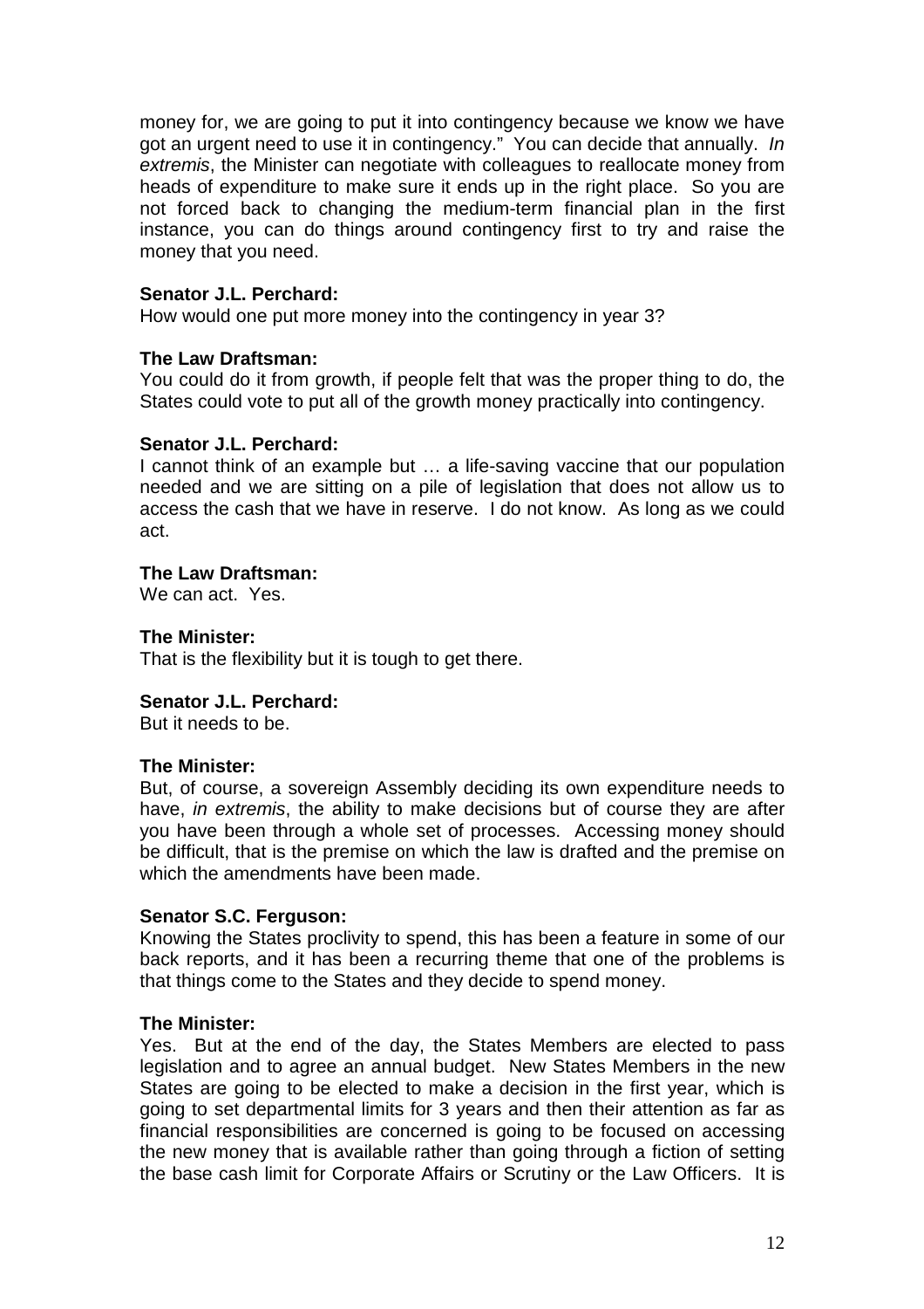money for, we are going to put it into contingency because we know we have got an urgent need to use it in contingency." You can decide that annually. *In extremis*, the Minister can negotiate with colleagues to reallocate money from heads of expenditure to make sure it ends up in the right place. So you are not forced back to changing the medium-term financial plan in the first instance, you can do things around contingency first to try and raise the money that you need.

**Senator J.L. Perchard:**
How would one put more money into the contingency in year 3?

**The Law Draftsman:**
You could do it from growth, if people felt that was the proper thing to do, the States could vote to put all of the growth money practically into contingency.

**Senator J.L. Perchard:**
I cannot think of an example but … a life-saving vaccine that our population needed and we are sitting on a pile of legislation that does not allow us to access the cash that we have in reserve. I do not know. As long as we could act.

**The Law Draftsman:**
We can act. Yes.

**The Minister:**
That is the flexibility but it is tough to get there.

**Senator J.L. Perchard:**
But it needs to be.

**The Minister:**
But, of course, a sovereign Assembly deciding its own expenditure needs to have, *in extremis*, the ability to make decisions but of course they are after you have been through a whole set of processes. Accessing money should be difficult, that is the premise on which the law is drafted and the premise on which the amendments have been made.

**Senator S.C. Ferguson:**
Knowing the States proclivity to spend, this has been a feature in some of our back reports, and it has been a recurring theme that one of the problems is that things come to the States and they decide to spend money.

**The Minister:**
Yes. But at the end of the day, the States Members are elected to pass legislation and to agree an annual budget. New States Members in the new States are going to be elected to make a decision in the first year, which is going to set departmental limits for 3 years and then their attention as far as financial responsibilities are concerned is going to be focused on accessing the new money that is available rather than going through a fiction of setting the base cash limit for Corporate Affairs or Scrutiny or the Law Officers. It is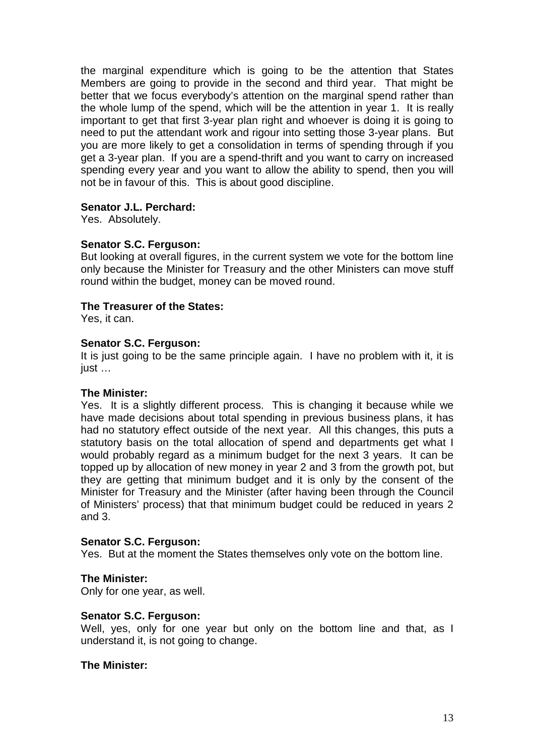the marginal expenditure which is going to be the attention that States Members are going to provide in the second and third year. That might be better that we focus everybody's attention on the marginal spend rather than the whole lump of the spend, which will be the attention in year 1. It is really important to get that first 3-year plan right and whoever is doing it is going to need to put the attendant work and rigour into setting those 3-year plans. But you are more likely to get a consolidation in terms of spending through if you get a 3-year plan. If you are a spend-thrift and you want to carry on increased spending every year and you want to allow the ability to spend, then you will not be in favour of this. This is about good discipline.

**Senator J.L. Perchard:**
Yes. Absolutely.

**Senator S.C. Ferguson:**
But looking at overall figures, in the current system we vote for the bottom line only because the Minister for Treasury and the other Ministers can move stuff round within the budget, money can be moved round.

**The Treasurer of the States:**
Yes, it can.

**Senator S.C. Ferguson:**
It is just going to be the same principle again. I have no problem with it, it is just …

**The Minister:**
Yes. It is a slightly different process. This is changing it because while we have made decisions about total spending in previous business plans, it has had no statutory effect outside of the next year. All this changes, this puts a statutory basis on the total allocation of spend and departments get what I would probably regard as a minimum budget for the next 3 years. It can be topped up by allocation of new money in year 2 and 3 from the growth pot, but they are getting that minimum budget and it is only by the consent of the Minister for Treasury and the Minister (after having been through the Council of Ministers' process) that that minimum budget could be reduced in years 2 and 3.

**Senator S.C. Ferguson:**
Yes. But at the moment the States themselves only vote on the bottom line.

**The Minister:**
Only for one year, as well.

**Senator S.C. Ferguson:**
Well, yes, only for one year but only on the bottom line and that, as I understand it, is not going to change.

**The Minister:**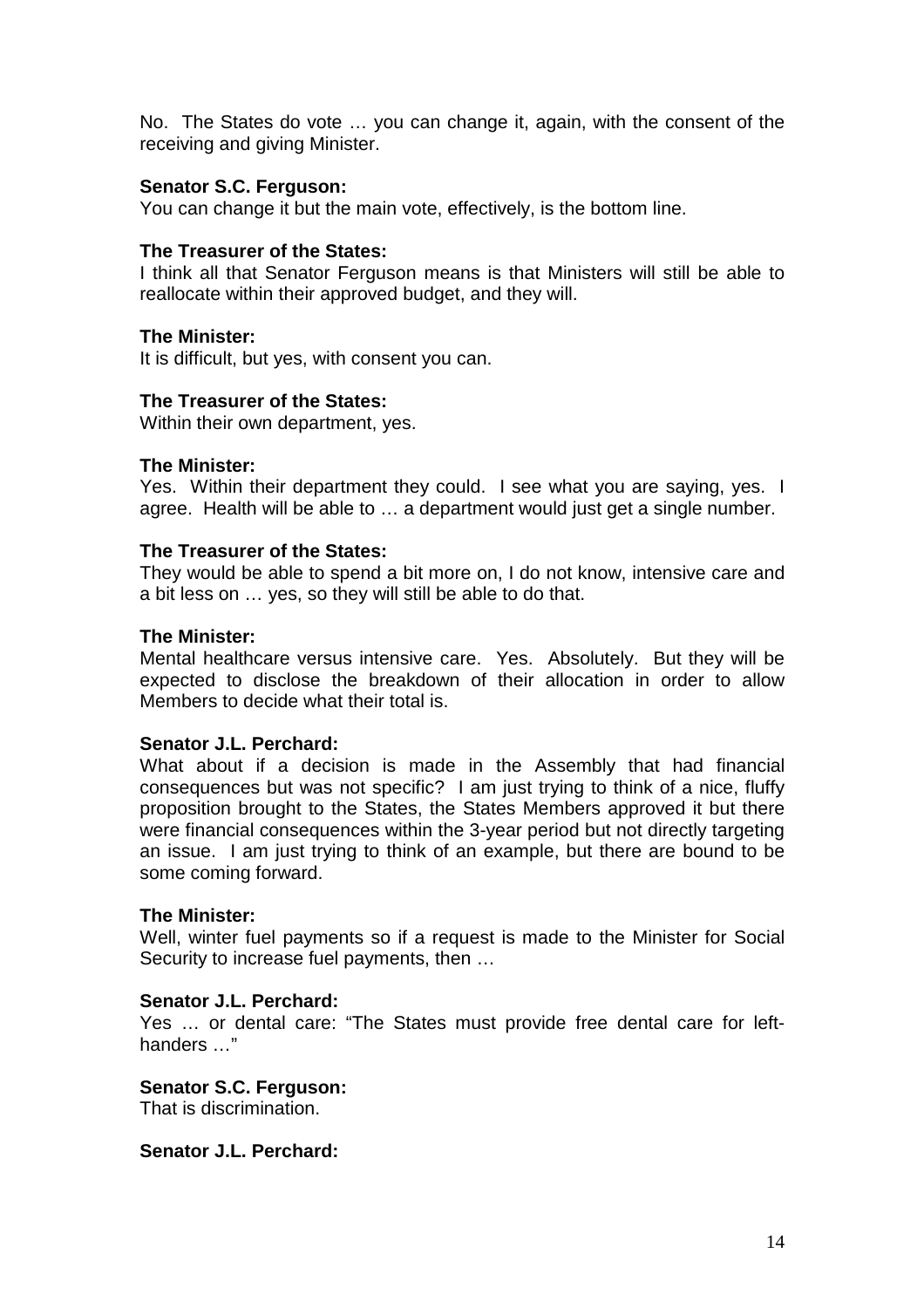No. The States do vote … you can change it, again, with the consent of the receiving and giving Minister.

**Senator S.C. Ferguson:**
You can change it but the main vote, effectively, is the bottom line.

**The Treasurer of the States:**
I think all that Senator Ferguson means is that Ministers will still be able to reallocate within their approved budget, and they will.

**The Minister:**
It is difficult, but yes, with consent you can.

**The Treasurer of the States:**
Within their own department, yes.

**The Minister:**
Yes. Within their department they could. I see what you are saying, yes. I agree. Health will be able to … a department would just get a single number.

**The Treasurer of the States:**
They would be able to spend a bit more on, I do not know, intensive care and a bit less on … yes, so they will still be able to do that.

**The Minister:**
Mental healthcare versus intensive care. Yes. Absolutely. But they will be expected to disclose the breakdown of their allocation in order to allow Members to decide what their total is.

**Senator J.L. Perchard:**
What about if a decision is made in the Assembly that had financial consequences but was not specific? I am just trying to think of a nice, fluffy proposition brought to the States, the States Members approved it but there were financial consequences within the 3-year period but not directly targeting an issue. I am just trying to think of an example, but there are bound to be some coming forward.

**The Minister:**
Well, winter fuel payments so if a request is made to the Minister for Social Security to increase fuel payments, then …

**Senator J.L. Perchard:**
Yes … or dental care: "The States must provide free dental care for left-handers …"

**Senator S.C. Ferguson:**
That is discrimination.

**Senator J.L. Perchard:**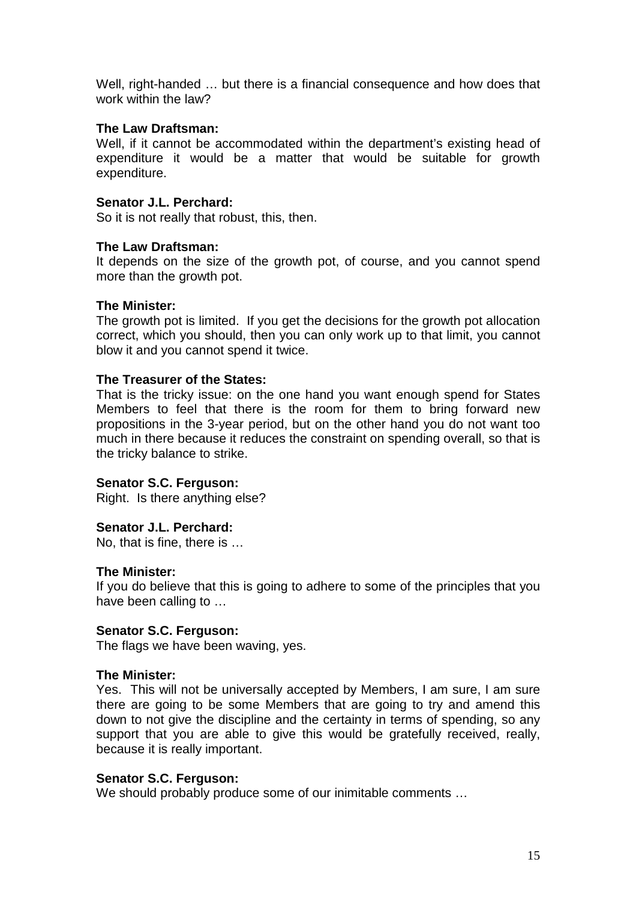Well, right-handed … but there is a financial consequence and how does that work within the law?

**The Law Draftsman:**
Well, if it cannot be accommodated within the department's existing head of expenditure it would be a matter that would be suitable for growth expenditure.

**Senator J.L. Perchard:**
So it is not really that robust, this, then.

**The Law Draftsman:**
It depends on the size of the growth pot, of course, and you cannot spend more than the growth pot.

**The Minister:**
The growth pot is limited. If you get the decisions for the growth pot allocation correct, which you should, then you can only work up to that limit, you cannot blow it and you cannot spend it twice.

**The Treasurer of the States:**
That is the tricky issue: on the one hand you want enough spend for States Members to feel that there is the room for them to bring forward new propositions in the 3-year period, but on the other hand you do not want too much in there because it reduces the constraint on spending overall, so that is the tricky balance to strike.

**Senator S.C. Ferguson:**
Right. Is there anything else?

**Senator J.L. Perchard:**
No, that is fine, there is …

**The Minister:**
If you do believe that this is going to adhere to some of the principles that you have been calling to …

**Senator S.C. Ferguson:**
The flags we have been waving, yes.

**The Minister:**
Yes. This will not be universally accepted by Members, I am sure, I am sure there are going to be some Members that are going to try and amend this down to not give the discipline and the certainty in terms of spending, so any support that you are able to give this would be gratefully received, really, because it is really important.

**Senator S.C. Ferguson:**
We should probably produce some of our inimitable comments …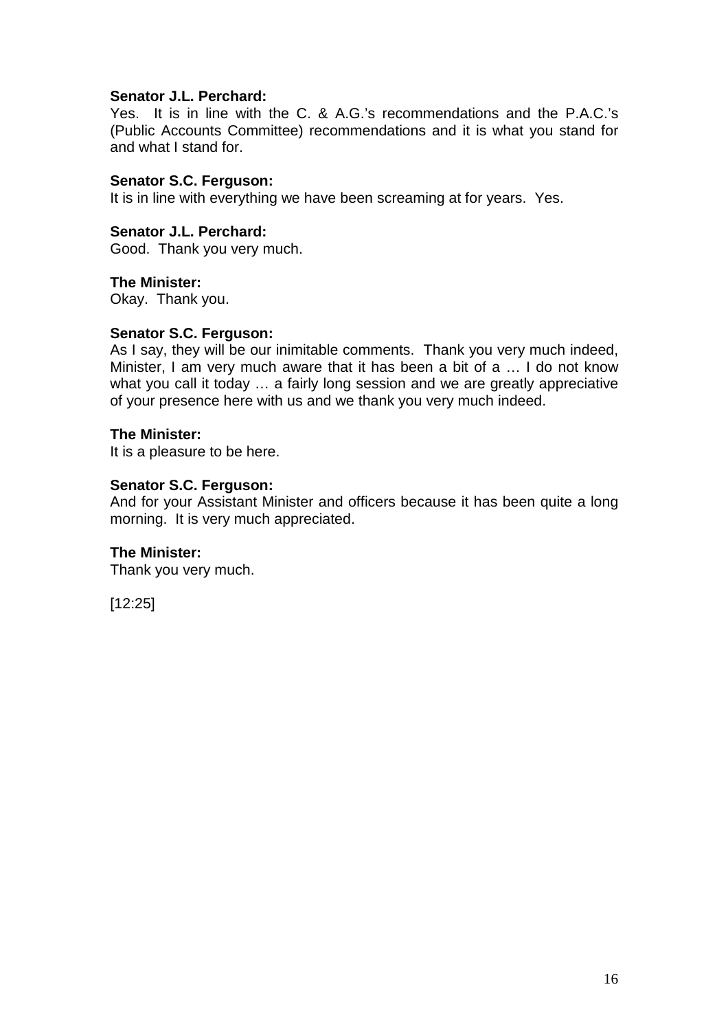**Senator J.L. Perchard:**
Yes. It is in line with the C. & A.G.'s recommendations and the P.A.C.'s (Public Accounts Committee) recommendations and it is what you stand for and what I stand for.

**Senator S.C. Ferguson:**
It is in line with everything we have been screaming at for years. Yes.

**Senator J.L. Perchard:**
Good. Thank you very much.

**The Minister:**
Okay. Thank you.

**Senator S.C. Ferguson:**
As I say, they will be our inimitable comments. Thank you very much indeed, Minister, I am very much aware that it has been a bit of a … I do not know what you call it today … a fairly long session and we are greatly appreciative of your presence here with us and we thank you very much indeed.

**The Minister:**
It is a pleasure to be here.

**Senator S.C. Ferguson:**
And for your Assistant Minister and officers because it has been quite a long morning. It is very much appreciated.

**The Minister:**
Thank you very much.

[12:25]